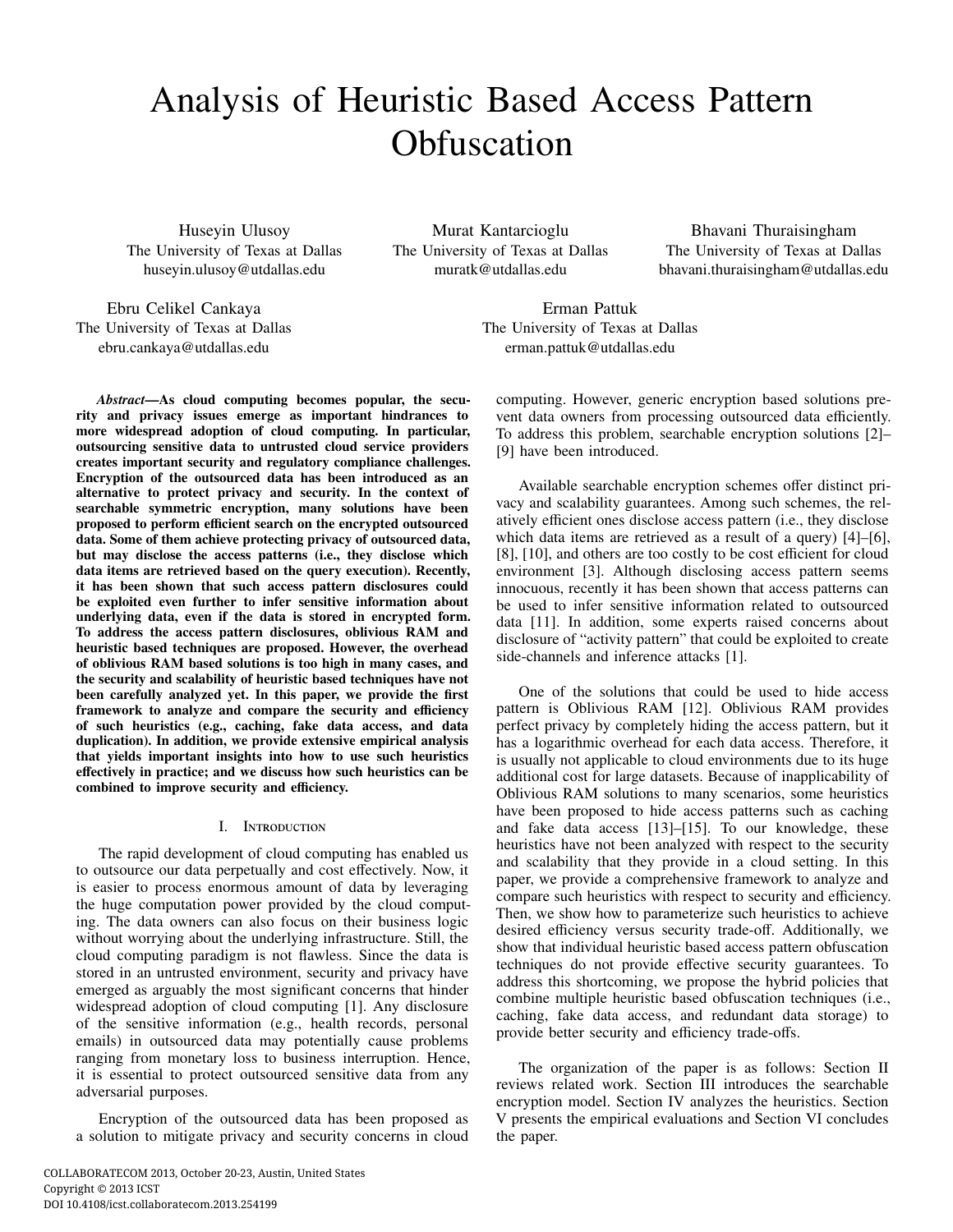# Analysis of Heuristic Based Access Pattern Obfuscation

Huseyin Ulusoy
The University of Texas at Dallas
huseyin.ulusoy@utdallas.edu

Murat Kantarcioglu
The University of Texas at Dallas
muratk@utdallas.edu

Bhavani Thuraisingham
The University of Texas at Dallas
bhavani.thuraisingham@utdallas.edu

Ebru Celikel Cankaya
The University of Texas at Dallas
ebru.cankaya@utdallas.edu

Erman Pattuk
The University of Texas at Dallas
erman.pattuk@utdallas.edu

***Abstract*—As cloud computing becomes popular, the security and privacy issues emerge as important hindrances to more widespread adoption of cloud computing. In particular, outsourcing sensitive data to untrusted cloud service providers creates important security and regulatory compliance challenges. Encryption of the outsourced data has been introduced as an alternative to protect privacy and security. In the context of searchable symmetric encryption, many solutions have been proposed to perform efficient search on the encrypted outsourced data. Some of them achieve protecting privacy of outsourced data, but may disclose the access patterns (i.e., they disclose which data items are retrieved based on the query execution). Recently, it has been shown that such access pattern disclosures could be exploited even further to infer sensitive information about underlying data, even if the data is stored in encrypted form. To address the access pattern disclosures, oblivious RAM and heuristic based techniques are proposed. However, the overhead of oblivious RAM based solutions is too high in many cases, and the security and scalability of heuristic based techniques have not been carefully analyzed yet. In this paper, we provide the first framework to analyze and compare the security and efficiency of such heuristics (e.g., caching, fake data access, and data duplication). In addition, we provide extensive empirical analysis that yields important insights into how to use such heuristics effectively in practice; and we discuss how such heuristics can be combined to improve security and efficiency.**

## I. Introduction

The rapid development of cloud computing has enabled us to outsource our data perpetually and cost effectively. Now, it is easier to process enormous amount of data by leveraging the huge computation power provided by the cloud computing. The data owners can also focus on their business logic without worrying about the underlying infrastructure. Still, the cloud computing paradigm is not flawless. Since the data is stored in an untrusted environment, security and privacy have emerged as arguably the most significant concerns that hinder widespread adoption of cloud computing [1]. Any disclosure of the sensitive information (e.g., health records, personal emails) in outsourced data may potentially cause problems ranging from monetary loss to business interruption. Hence, it is essential to protect outsourced sensitive data from any adversarial purposes.

Encryption of the outsourced data has been proposed as a solution to mitigate privacy and security concerns in cloud computing. However, generic encryption based solutions prevent data owners from processing outsourced data efficiently. To address this problem, searchable encryption solutions [2]–[9] have been introduced.

Available searchable encryption schemes offer distinct privacy and scalability guarantees. Among such schemes, the relatively efficient ones disclose access pattern (i.e., they disclose which data items are retrieved as a result of a query) [4]–[6], [8], [10], and others are too costly to be cost efficient for cloud environment [3]. Although disclosing access pattern seems innocuous, recently it has been shown that access patterns can be used to infer sensitive information related to outsourced data [11]. In addition, some experts raised concerns about disclosure of "activity pattern" that could be exploited to create side-channels and inference attacks [1].

One of the solutions that could be used to hide access pattern is Oblivious RAM [12]. Oblivious RAM provides perfect privacy by completely hiding the access pattern, but it has a logarithmic overhead for each data access. Therefore, it is usually not applicable to cloud environments due to its huge additional cost for large datasets. Because of inapplicability of Oblivious RAM solutions to many scenarios, some heuristics have been proposed to hide access patterns such as caching and fake data access [13]–[15]. To our knowledge, these heuristics have not been analyzed with respect to the security and scalability that they provide in a cloud setting. In this paper, we provide a comprehensive framework to analyze and compare such heuristics with respect to security and efficiency. Then, we show how to parameterize such heuristics to achieve desired efficiency versus security trade-off. Additionally, we show that individual heuristic based access pattern obfuscation techniques do not provide effective security guarantees. To address this shortcoming, we propose the hybrid policies that combine multiple heuristic based obfuscation techniques (i.e., caching, fake data access, and redundant data storage) to provide better security and efficiency trade-offs.

The organization of the paper is as follows: Section II reviews related work. Section III introduces the searchable encryption model. Section IV analyzes the heuristics. Section V presents the empirical evaluations and Section VI concludes the paper.

COLLABORATECOM 2013, October 20-23, Austin, United States
Copyright © 2013 ICST
DOI 10.4108/icst.collaboratecom.2013.254199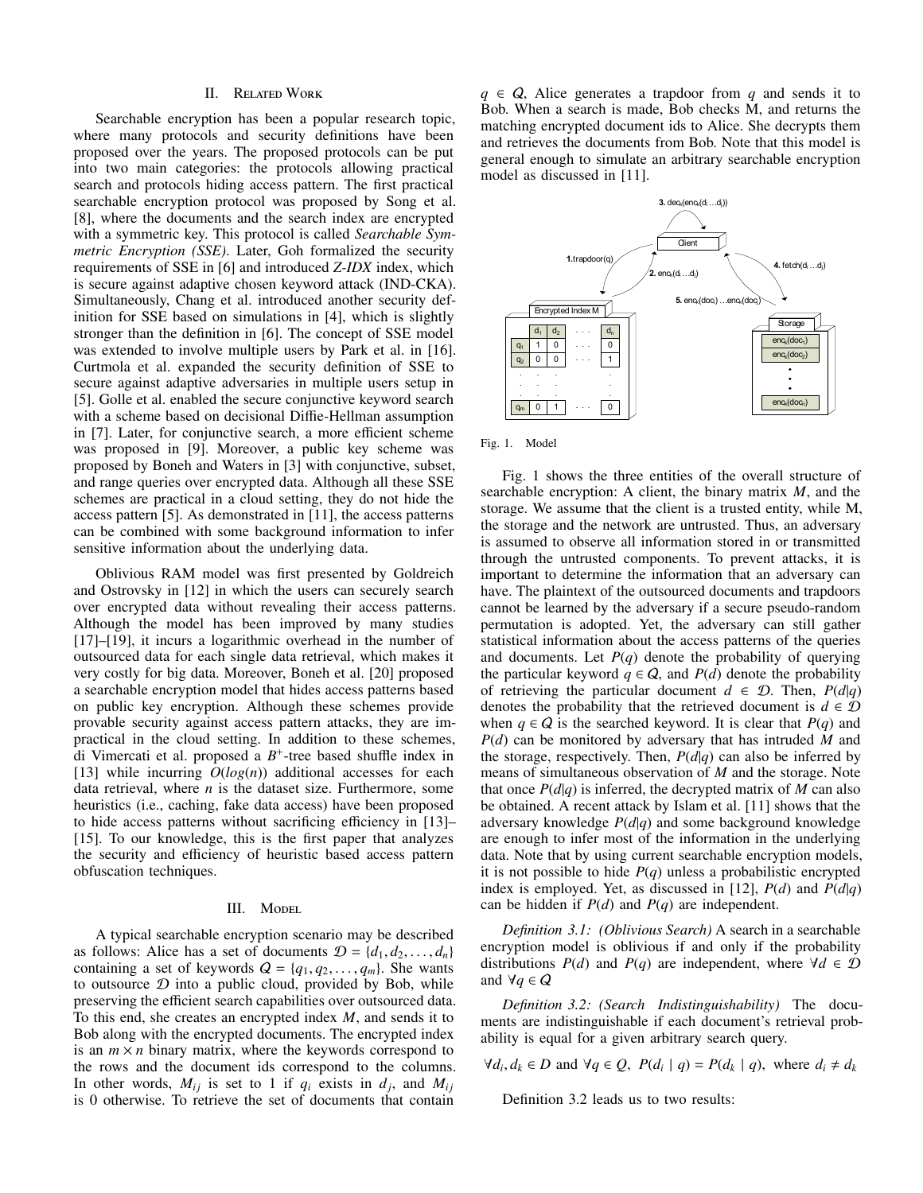## II. Related Work

Searchable encryption has been a popular research topic, where many protocols and security definitions have been proposed over the years. The proposed protocols can be put into two main categories: the protocols allowing practical search and protocols hiding access pattern. The first practical searchable encryption protocol was proposed by Song et al. [8], where the documents and the search index are encrypted with a symmetric key. This protocol is called *Searchable Symmetric Encryption (SSE)*. Later, Goh formalized the security requirements of SSE in [6] and introduced *Z-IDX* index, which is secure against adaptive chosen keyword attack (IND-CKA). Simultaneously, Chang et al. introduced another security definition for SSE based on simulations in [4], which is slightly stronger than the definition in [6]. The concept of SSE model was extended to involve multiple users by Park et al. in [16]. Curtmola et al. expanded the security definition of SSE to secure against adaptive adversaries in multiple users setup in [5]. Golle et al. enabled the secure conjunctive keyword search with a scheme based on decisional Diffie-Hellman assumption in [7]. Later, for conjunctive search, a more efficient scheme was proposed in [9]. Moreover, a public key scheme was proposed by Boneh and Waters in [3] with conjunctive, subset, and range queries over encrypted data. Although all these SSE schemes are practical in a cloud setting, they do not hide the access pattern [5]. As demonstrated in [11], the access patterns can be combined with some background information to infer sensitive information about the underlying data.

Oblivious RAM model was first presented by Goldreich and Ostrovsky in [12] in which the users can securely search over encrypted data without revealing their access patterns. Although the model has been improved by many studies [17]–[19], it incurs a logarithmic overhead in the number of outsourced data for each single data retrieval, which makes it very costly for big data. Moreover, Boneh et al. [20] proposed a searchable encryption model that hides access patterns based on public key encryption. Although these schemes provide provable security against access pattern attacks, they are impractical in the cloud setting. In addition to these schemes, di Vimercati et al. proposed a $B^+$-tree based shuffle index in [13] while incurring $O(log(n))$ additional accesses for each data retrieval, where $n$ is the dataset size. Furthermore, some heuristics (i.e., caching, fake data access) have been proposed to hide access patterns without sacrificing efficiency in [13]–[15]. To our knowledge, this is the first paper that analyzes the security and efficiency of heuristic based access pattern obfuscation techniques.

## III. Model

A typical searchable encryption scenario may be described as follows: Alice has a set of documents $\mathcal{D} = \{d_1, d_2, \ldots, d_n\}$ containing a set of keywords $\mathcal{Q} = \{q_1, q_2, \ldots, q_m\}$. She wants to outsource $\mathcal{D}$ into a public cloud, provided by Bob, while preserving the efficient search capabilities over outsourced data. To this end, she creates an encrypted index $M$, and sends it to Bob along with the encrypted documents. The encrypted index is an $m \times n$ binary matrix, where the keywords correspond to the rows and the document ids correspond to the columns. In other words, $M_{ij}$ is set to 1 if $q_i$ exists in $d_j$, and $M_{ij}$ is 0 otherwise. To retrieve the set of documents that contain $q \in \mathcal{Q}$, Alice generates a trapdoor from $q$ and sends it to Bob. When a search is made, Bob checks M, and returns the matching encrypted document ids to Alice. She decrypts them and retrieves the documents from Bob. Note that this model is general enough to simulate an arbitrary searchable encryption model as discussed in [11].

Fig. 1. Model

Fig. 1 shows the three entities of the overall structure of searchable encryption: A client, the binary matrix $M$, and the storage. We assume that the client is a trusted entity, while M, the storage and the network are untrusted. Thus, an adversary is assumed to observe all information stored in or transmitted through the untrusted components. To prevent attacks, it is important to determine the information that an adversary can have. The plaintext of the outsourced documents and trapdoors cannot be learned by the adversary if a secure pseudo-random permutation is adopted. Yet, the adversary can still gather statistical information about the access patterns of the queries and documents. Let $P(q)$ denote the probability of querying the particular keyword $q \in \mathcal{Q}$, and $P(d)$ denote the probability of retrieving the particular document $d \in \mathcal{D}$. Then, $P(d|q)$ denotes the probability that the retrieved document is $d \in \mathcal{D}$ when $q \in \mathcal{Q}$ is the searched keyword. It is clear that $P(q)$ and $P(d)$ can be monitored by adversary that has intruded $M$ and the storage, respectively. Then, $P(d|q)$ can also be inferred by means of simultaneous observation of $M$ and the storage. Note that once $P(d|q)$ is inferred, the decrypted matrix of $M$ can also be obtained. A recent attack by Islam et al. [11] shows that the adversary knowledge $P(d|q)$ and some background knowledge are enough to infer most of the information in the underlying data. Note that by using current searchable encryption models, it is not possible to hide $P(q)$ unless a probabilistic encrypted index is employed. Yet, as discussed in [12], $P(d)$ and $P(d|q)$ can be hidden if $P(d)$ and $P(q)$ are independent.

*Definition 3.1: (Oblivious Search)* A search in a searchable encryption model is oblivious if and only if the probability distributions $P(d)$ and $P(q)$ are independent, where $\forall d \in \mathcal{D}$ and $\forall q \in \mathcal{Q}$

*Definition 3.2: (Search Indistinguishability)* The documents are indistinguishable if each document's retrieval probability is equal for a given arbitrary search query.

$$\forall d_i, d_k \in D \text{ and } \forall q \in Q,\ P(d_i \mid q) = P(d_k \mid q), \text{ where } d_i \neq d_k$$

Definition 3.2 leads us to two results: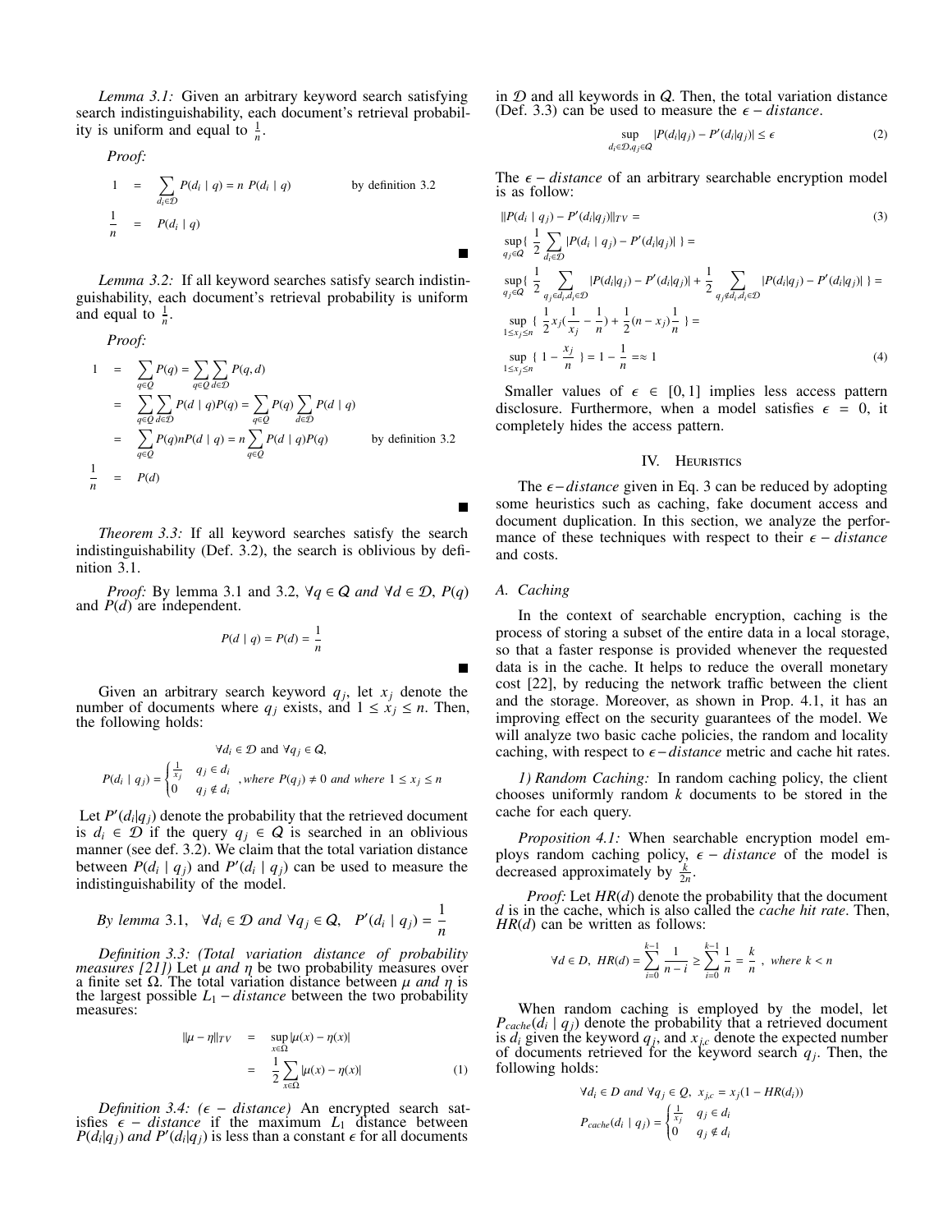*Lemma 3.1:* Given an arbitrary keyword search satisfying search indistinguishability, each document's retrieval probability is uniform and equal to $\frac{1}{n}$.

*Proof:*

$$
\begin{aligned}
1 &= \sum_{d_i \in \mathcal{D}} P(d_i \mid q) = n\ P(d_i \mid q) \qquad \text{by definition 3.2} \\
\frac{1}{n} &= P(d_i \mid q)
\end{aligned}
$$

■

*Lemma 3.2:* If all keyword searches satisfy search indistinguishability, each document's retrieval probability is uniform and equal to $\frac{1}{n}$.

*Proof:*

$$
\begin{aligned}
1 &= \sum_{q \in Q} P(q) = \sum_{q \in Q} \sum_{d \in \mathcal{D}} P(q, d) \\
&= \sum_{q \in Q} \sum_{d \in \mathcal{D}} P(d \mid q) P(q) = \sum_{q \in Q} P(q) \sum_{d \in \mathcal{D}} P(d \mid q) \\
&= \sum_{q \in Q} P(q) n P(d \mid q) = n \sum_{q \in Q} P(d \mid q) P(q) \qquad \text{by definition 3.2} \\
\frac{1}{n} &= P(d)
\end{aligned}
$$

■

*Theorem 3.3:* If all keyword searches satisfy the search indistinguishability (Def. 3.2), the search is oblivious by definition 3.1.

*Proof:* By lemma 3.1 and 3.2, $\forall q \in Q$ *and* $\forall d \in \mathcal{D}$, $P(q)$ and $P(d)$ are independent.

$$P(d \mid q) = P(d) = \frac{1}{n}$$

■

Given an arbitrary search keyword $q_j$, let $x_j$ denote the number of documents where $q_j$ exists, and $1 \le x_j \le n$. Then, the following holds:

$$\forall d_i \in \mathcal{D} \text{ and } \forall q_j \in Q,$$

$$P(d_i \mid q_j) = \begin{cases} \frac{1}{x_j} & q_j \in d_i \\ 0 & q_j \notin d_i \end{cases}, \textit{where } P(q_j) \neq 0 \textit{ and where } 1 \le x_j \le n$$

Let $P'(d_i|q_j)$ denote the probability that the retrieved document is $d_i \in \mathcal{D}$ if the query $q_j \in Q$ is searched in an oblivious manner (see def. 3.2). We claim that the total variation distance between $P(d_i \mid q_j)$ and $P'(d_i \mid q_j)$ can be used to measure the indistinguishability of the model.

$$\textit{By lemma } 3.1, \quad \forall d_i \in \mathcal{D} \textit{ and } \forall q_j \in Q, \quad P'(d_i \mid q_j) = \frac{1}{n}$$

*Definition 3.3: (Total variation distance of probability measures [21])* Let $\mu$ *and* $\eta$ be two probability measures over a finite set $\Omega$. The total variation distance between $\mu$ *and* $\eta$ is the largest possible $L_1 - distance$ between the two probability measures:

$$
\begin{aligned}
\|\mu - \eta\|_{TV} &= \sup_{x \in \Omega} |\mu(x) - \eta(x)| \\
&= \frac{1}{2} \sum_{x \in \Omega} |\mu(x) - \eta(x)| \qquad (1)
\end{aligned}
$$

*Definition 3.4: ($\epsilon - distance$)* An encrypted search satisfies $\epsilon - distance$ if the maximum $L_1$ distance between $P(d_i|q_j)$ *and* $P'(d_i|q_j)$ is less than a constant $\epsilon$ for all documents in $\mathcal{D}$ and all keywords in $Q$. Then, the total variation distance (Def. 3.3) can be used to measure the $\epsilon - distance$.

$$\sup_{d_i \in \mathcal{D}, q_j \in Q} |P(d_i|q_j) - P'(d_i|q_j)| \le \epsilon \qquad (2)$$

The $\epsilon - distance$ of an arbitrary searchable encryption model is as follow:

$$
\begin{aligned}
&\|P(d_i \mid q_j) - P'(d_i|q_j)\|_{TV} = \qquad (3) \\
&\sup_{q_j \in Q} \{ \frac{1}{2} \sum_{d_i \in \mathcal{D}} |P(d_i \mid q_j) - P'(d_i|q_j)| \} = \\
&\sup_{q_j \in Q} \{ \frac{1}{2} \sum_{q_j \in d_i, d_i \in \mathcal{D}} |P(d_i|q_j) - P'(d_i|q_j)| + \frac{1}{2} \sum_{q_j \notin d_i, d_i \in \mathcal{D}} |P(d_i|q_j) - P'(d_i|q_j)| \} = \\
&\sup_{1 \le x_j \le n} \{ \frac{1}{2} x_j (\frac{1}{x_j} - \frac{1}{n}) + \frac{1}{2}(n - x_j)\frac{1}{n} \} = \\
&\sup_{1 \le x_j \le n} \{ 1 - \frac{x_j}{n} \} = 1 - \frac{1}{n} = \approx 1 \qquad (4)
\end{aligned}
$$

Smaller values of $\epsilon \in [0, 1]$ implies less access pattern disclosure. Furthermore, when a model satisfies $\epsilon = 0$, it completely hides the access pattern.

## IV. Heuristics

The $\epsilon - distance$ given in Eq. 3 can be reduced by adopting some heuristics such as caching, fake document access and document duplication. In this section, we analyze the performance of these techniques with respect to their $\epsilon - distance$ and costs.

### A. Caching

In the context of searchable encryption, caching is the process of storing a subset of the entire data in a local storage, so that a faster response is provided whenever the requested data is in the cache. It helps to reduce the overall monetary cost [22], by reducing the network traffic between the client and the storage. Moreover, as shown in Prop. 4.1, it has an improving effect on the security guarantees of the model. We will analyze two basic cache policies, the random and locality caching, with respect to $\epsilon - distance$ metric and cache hit rates.

*1) Random Caching:* In random caching policy, the client chooses uniformly random $k$ documents to be stored in the cache for each query.

*Proposition 4.1:* When searchable encryption model employs random caching policy, $\epsilon - distance$ of the model is decreased approximately by $\frac{k}{2n}$.

*Proof:* Let $HR(d)$ denote the probability that the document $d$ is in the cache, which is also called the *cache hit rate*. Then, $HR(d)$ can be written as follows:

$$\forall d \in D, \ HR(d) = \sum_{i=0}^{k-1} \frac{1}{n - i} \ge \sum_{i=0}^{k-1} \frac{1}{n} = \frac{k}{n}, \ \textit{where } k < n$$

When random caching is employed by the model, let $P_{cache}(d_i \mid q_j)$ denote the probability that a retrieved document is $d_i$ given the keyword $q_j$, and $x_{j,c}$ denote the expected number of documents retrieved for the keyword search $q_j$. Then, the following holds:

$$\forall d_i \in D \textit{ and } \forall q_j \in Q, \ x_{j,c} = x_j(1 - HR(d_i))$$

$$P_{cache}(d_i \mid q_j) = \begin{cases} \frac{1}{x_j} & q_j \in d_i \\ 0 & q_j \notin d_i \end{cases}$$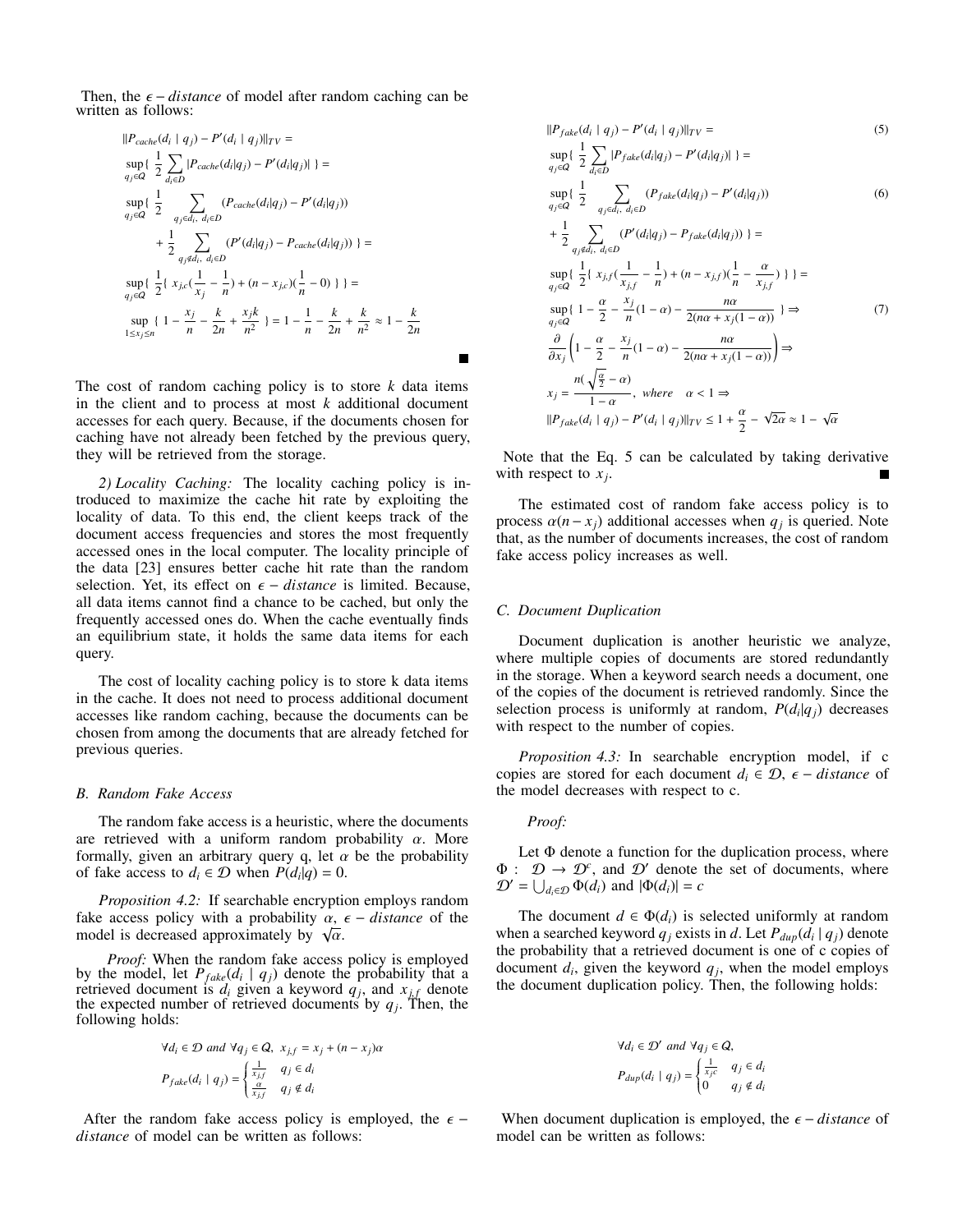Then, the $\epsilon - distance$ of model after random caching can be written as follows:

$$
\begin{aligned}
&\|P_{cache}(d_i \mid q_j) - P'(d_i \mid q_j)\|_{TV} = \\
&\sup_{q_j \in Q}\{ \ \frac{1}{2} \sum_{d_i \in D} |P_{cache}(d_i|q_j) - P'(d_i|q_j)| \ \} = \\
&\sup_{q_j \in Q}\{ \ \frac{1}{2} \sum_{q_j \in d_i, \ d_i \in D} (P_{cache}(d_i|q_j) - P'(d_i|q_j)) \\
&\quad + \frac{1}{2} \sum_{q_j \notin d_i, \ d_i \in D} (P'(d_i|q_j) - P_{cache}(d_i|q_j)) \ \} = \\
&\sup_{q_j \in Q}\{ \ \frac{1}{2}\{ \ x_{j,c}(\frac{1}{x_j} - \frac{1}{n}) + (n - x_{j,c})(\frac{1}{n} - 0) \ \} \ \} = \\
&\sup_{1 \le x_j \le n} \{ \ 1 - \frac{x_j}{n} - \frac{k}{2n} + \frac{x_j k}{n^2} \ \} = 1 - \frac{1}{n} - \frac{k}{2n} + \frac{k}{n^2} \approx 1 - \frac{k}{2n}
\end{aligned}
$$

■

The cost of random caching policy is to store $k$ data items in the client and to process at most $k$ additional document accesses for each query. Because, if the documents chosen for caching have not already been fetched by the previous query, they will be retrieved from the storage.

*2) Locality Caching:* The locality caching policy is introduced to maximize the cache hit rate by exploiting the locality of data. To this end, the client keeps track of the document access frequencies and stores the most frequently accessed ones in the local computer. The locality principle of the data [23] ensures better cache hit rate than the random selection. Yet, its effect on $\epsilon - distance$ is limited. Because, all data items cannot find a chance to be cached, but only the frequently accessed ones do. When the cache eventually finds an equilibrium state, it holds the same data items for each query.

The cost of locality caching policy is to store k data items in the cache. It does not need to process additional document accesses like random caching, because the documents can be chosen from among the documents that are already fetched for previous queries.

### B. Random Fake Access

The random fake access is a heuristic, where the documents are retrieved with a uniform random probability $\alpha$. More formally, given an arbitrary query q, let $\alpha$ be the probability of fake access to $d_i \in \mathcal{D}$ when $P(d_i|q) = 0$.

*Proposition 4.2:* If searchable encryption employs random fake access policy with a probability $\alpha$, $\epsilon - distance$ of the model is decreased approximately by $\sqrt{\alpha}$.

*Proof:* When the random fake access policy is employed by the model, let $P_{fake}(d_i \mid q_j)$ denote the probability that a retrieved document is $d_i$ given a keyword $q_j$, and $x_{j,f}$ denote the expected number of retrieved documents by $q_j$. Then, the following holds:

$$
\forall d_i \in \mathcal{D} \ and \ \forall q_j \in Q, \ \ x_{j,f} = x_j + (n - x_j)\alpha
$$

$$
P_{fake}(d_i \mid q_j) = \begin{cases} \frac{1}{x_{j,f}} & q_j \in d_i \\ \frac{\alpha}{x_{j,f}} & q_j \notin d_i \end{cases}
$$

After the random fake access policy is employed, the $\epsilon - distance$ of model can be written as follows:

$$
\begin{aligned}
&\|P_{fake}(d_i \mid q_j) - P'(d_i \mid q_j)\|_{TV} = \quad (5)\\
&\sup_{q_j \in Q}\{ \ \frac{1}{2} \sum_{d_i \in D} |P_{fake}(d_i|q_j) - P'(d_i|q_j)| \ \} = \\
&\sup_{q_j \in Q}\{ \ \frac{1}{2} \sum_{q_j \in d_i, \ d_i \in D} (P_{fake}(d_i|q_j) - P'(d_i|q_j)) \quad (6)\\
&+ \frac{1}{2} \sum_{q_j \notin d_i, \ d_i \in D} (P'(d_i|q_j) - P_{fake}(d_i|q_j)) \ \} = \\
&\sup_{q_j \in Q}\{ \ \frac{1}{2}\{ \ x_{j,f}(\frac{1}{x_{j,f}} - \frac{1}{n}) + (n - x_{j,f})(\frac{1}{n} - \frac{\alpha}{x_{j,f}}) \ \} \ \} = \\
&\sup_{q_j \in Q}\{ \ 1 - \frac{\alpha}{2} - \frac{x_j}{n}(1 - \alpha) - \frac{n\alpha}{2(n\alpha + x_j(1 - \alpha))} \ \} \Rightarrow \quad (7)\\
&\frac{\partial}{\partial x_j}\left(1 - \frac{\alpha}{2} - \frac{x_j}{n}(1 - \alpha) - \frac{n\alpha}{2(n\alpha + x_j(1 - \alpha))}\right) \Rightarrow \\
&x_j = \frac{n(\sqrt{\frac{\alpha}{2}} - \alpha)}{1 - \alpha}, \ where \quad \alpha < 1 \Rightarrow \\
&\|P_{fake}(d_i \mid q_j) - P'(d_i \mid q_j)\|_{TV} \le 1 + \frac{\alpha}{2} - \sqrt{2\alpha} \approx 1 - \sqrt{\alpha}
\end{aligned}
$$

Note that the Eq. 5 can be calculated by taking derivative with respect to $x_j$. ■

The estimated cost of random fake access policy is to process $\alpha(n - x_j)$ additional accesses when $q_j$ is queried. Note that, as the number of documents increases, the cost of random fake access policy increases as well.

### C. Document Duplication

Document duplication is another heuristic we analyze, where multiple copies of documents are stored redundantly in the storage. When a keyword search needs a document, one of the copies of the document is retrieved randomly. Since the selection process is uniformly at random, $P(d_i|q_j)$ decreases with respect to the number of copies.

*Proposition 4.3:* In searchable encryption model, if c copies are stored for each document $d_i \in \mathcal{D}$, $\epsilon - distance$ of the model decreases with respect to c.

*Proof:*

Let $\Phi$ denote a function for the duplication process, where $\Phi : \ \mathcal{D} \rightarrow \mathcal{D}^c$, and $\mathcal{D}'$ denote the set of documents, where $\mathcal{D}' = \bigcup_{d_i \in \mathcal{D}} \Phi(d_i)$ and $|\Phi(d_i)| = c$

The document $d \in \Phi(d_i)$ is selected uniformly at random when a searched keyword $q_j$ exists in $d$. Let $P_{dup}(d_i \mid q_j)$ denote the probability that a retrieved document is one of c copies of document $d_i$, given the keyword $q_j$, when the model employs the document duplication policy. Then, the following holds:

$$
\forall d_i \in \mathcal{D}' \ and \ \forall q_j \in Q,
$$

$$
P_{dup}(d_i \mid q_j) = \begin{cases} \frac{1}{x_j c} & q_j \in d_i \\ 0 & q_j \notin d_i \end{cases}
$$

When document duplication is employed, the $\epsilon - distance$ of model can be written as follows: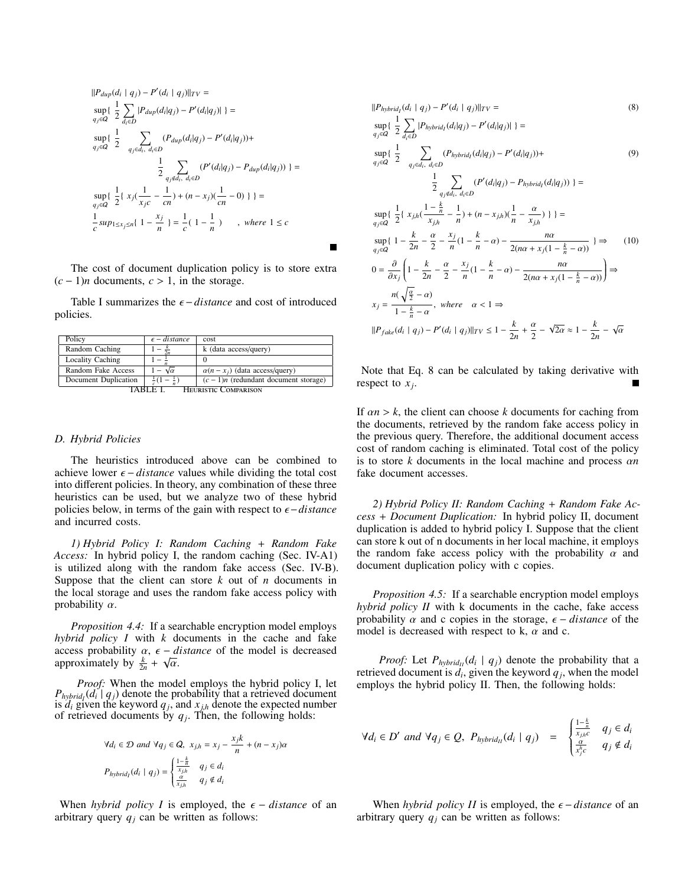$$
\begin{aligned}
&\|P_{dup}(d_i \mid q_j) - P'(d_i \mid q_j)\|_{TV} = \\
&\sup_{q_j \in Q}\{\ \frac{1}{2}\sum_{d_i \in D} |P_{dup}(d_i|q_j) - P'(d_i|q_j)|\ \} = \\
&\sup_{q_j \in Q}\{\ \frac{1}{2}\sum_{q_j \in d_i,\ d_i \in D} (P_{dup}(d_i|q_j) - P'(d_i|q_j)) + \\
&\qquad \frac{1}{2}\sum_{q_j \notin d_i,\ d_i \in D} (P'(d_i|q_j) - P_{dup}(d_i|q_j))\ \} = \\
&\sup_{q_j \in Q}\{\ \frac{1}{2}\{\ x_j(\frac{1}{x_j c} - \frac{1}{cn}) + (n - x_j)(\frac{1}{cn} - 0)\ \}\ \} = \\
&\frac{1}{c} sup_{1 \le x_j \le n}\{\ 1 - \frac{x_j}{n}\ \} = \frac{1}{c}(\ 1 - \frac{1}{n}\ ) \qquad , \ where\ 1 \le c
\end{aligned}
$$

∎

The cost of document duplication policy is to store extra $(c-1)n$ documents, $c > 1$, in the storage.

Table I summarizes the $\epsilon-distance$ and cost of introduced policies.

| Policy | $\epsilon-distance$ | cost |
|---|---|---|
| Random Caching | $1 - \frac{k}{2n}$ | k (data access/query) |
| Locality Caching | $1 - \frac{1}{n}$ | 0 |
| Random Fake Access | $1 - \sqrt{\alpha}$ | $\alpha(n - x_j)$ (data access/query) |
| Document Duplication | $\frac{1}{c}(1 - \frac{1}{n})$ | $(c-1)n$ (redundant document storage) |

TABLE I. Heuristic Comparison

### D. Hybrid Policies

The heuristics introduced above can be combined to achieve lower $\epsilon-distance$ values while dividing the total cost into different policies. In theory, any combination of these three heuristics can be used, but we analyze two of these hybrid policies below, in terms of the gain with respect to $\epsilon-distance$ and incurred costs.

*1) Hybrid Policy I: Random Caching + Random Fake Access:* In hybrid policy I, the random caching (Sec. IV-A1) is utilized along with the random fake access (Sec. IV-B). Suppose that the client can store $k$ out of $n$ documents in the local storage and uses the random fake access policy with probability $\alpha$.

*Proposition 4.4:* If a searchable encryption model employs *hybrid policy I* with $k$ documents in the cache and fake access probability $\alpha$, $\epsilon-distance$ of the model is decreased approximately by $\frac{k}{2n} + \sqrt{\alpha}$.

*Proof:* When the model employs the hybrid policy I, let $P_{hybrid_I}(d_i \mid q_j)$ denote the probability that a retrieved document is $d_i$ given the keyword $q_j$, and $x_{j,h}$ denote the expected number of retrieved documents by $q_j$. Then, the following holds:

$$
\forall d_i \in \mathcal{D}\ and\ \forall q_j \in Q,\ x_{j,h} = x_j - \frac{x_j k}{n} + (n - x_j)\alpha
$$

$$
P_{hybrid_I}(d_i \mid q_j) = \begin{cases} \frac{1 - \frac{k}{n}}{x_{j,h}} & q_j \in d_i \\ \frac{\alpha}{x_{j,h}} & q_j \notin d_i \end{cases}
$$

When *hybrid policy I* is employed, the $\epsilon-distance$ of an arbitrary query $q_j$ can be written as follows:

$$
\|P_{hybrid_I}(d_i \mid q_j) - P'(d_i \mid q_j)\|_{TV} = \tag{8}
$$

$$
\sup_{q_j \in Q}\{\ \frac{1}{2}\sum_{d_i \in D} |P_{hybrid_I}(d_i|q_j) - P'(d_i|q_j)|\ \} =
$$

$$
\sup_{q_j \in Q}\{\ \frac{1}{2}\sum_{q_j \in d_i,\ d_i \in D} (P_{hybrid_I}(d_i|q_j) - P'(d_i|q_j)) + \tag{9}
$$

$$
\frac{1}{2}\sum_{q_j \notin d_i,\ d_i \in D} (P'(d_i|q_j) - P_{hybrid_I}(d_i|q_j))\ \} =
$$

$$
\sup_{q_j \in Q}\{\ \frac{1}{2}\{\ x_{j,h}(\frac{1 - \frac{k}{n}}{x_{j,h}} - \frac{1}{n}) + (n - x_{j,h})(\frac{1}{n} - \frac{\alpha}{x_{j,h}})\ \}\ \} =
$$

$$
\sup_{q_j \in Q}\{\ 1 - \frac{k}{2n} - \frac{\alpha}{2} - \frac{x_j}{n}(1 - \frac{k}{n} - \alpha) - \frac{n\alpha}{2(n\alpha + x_j(1 - \frac{k}{n} - \alpha))}\ \} \Rightarrow \tag{10}
$$

$$
0 = \frac{\partial}{\partial x_j}\left(1 - \frac{k}{2n} - \frac{\alpha}{2} - \frac{x_j}{n}(1 - \frac{k}{n} - \alpha) - \frac{n\alpha}{2(n\alpha + x_j(1 - \frac{k}{n} - \alpha))}\right) \Rightarrow
$$

$$
x_j = \frac{n(\sqrt{\frac{\alpha}{2}} - \alpha)}{1 - \frac{k}{n} - \alpha},\ where\quad \alpha < 1 \Rightarrow
$$

$$
\|P_{fake}(d_i \mid q_j) - P'(d_i \mid q_j)\|_{TV} \le 1 - \frac{k}{2n} + \frac{\alpha}{2} - \sqrt{2\alpha} \approx 1 - \frac{k}{2n} - \sqrt{\alpha}
$$

Note that Eq. 8 can be calculated by taking derivative with respect to $x_j$. ∎

If $\alpha n > k$, the client can choose $k$ documents for caching from the documents, retrieved by the random fake access policy in the previous query. Therefore, the additional document access cost of random caching is eliminated. Total cost of the policy is to store $k$ documents in the local machine and process $\alpha n$ fake document accesses.

*2) Hybrid Policy II: Random Caching + Random Fake Access + Document Duplication:* In hybrid policy II, document duplication is added to hybrid policy I. Suppose that the client can store k out of n documents in her local machine, it employs the random fake access policy with the probability $\alpha$ and document duplication policy with c copies.

*Proposition 4.5:* If a searchable encryption model employs *hybrid policy II* with k documents in the cache, fake access probability $\alpha$ and c copies in the storage, $\epsilon-distance$ of the model is decreased with respect to k, $\alpha$ and c.

*Proof:* Let $P_{hybrid_{II}}(d_i \mid q_j)$ denote the probability that a retrieved document is $d_i$, given the keyword $q_j$, when the model employs the hybrid policy II. Then, the following holds:

$$
\forall d_i \in D'\ and\ \forall q_j \in Q,\ P_{hybrid_{II}}(d_i \mid q_j) \quad = \quad \begin{cases} \frac{1 - \frac{k}{n}}{x_{j,h} c} & q_j \in d_i \\ \frac{\alpha}{x_j^h c} & q_j \notin d_i \end{cases}
$$

When *hybrid policy II* is employed, the $\epsilon-distance$ of an arbitrary query $q_j$ can be written as follows: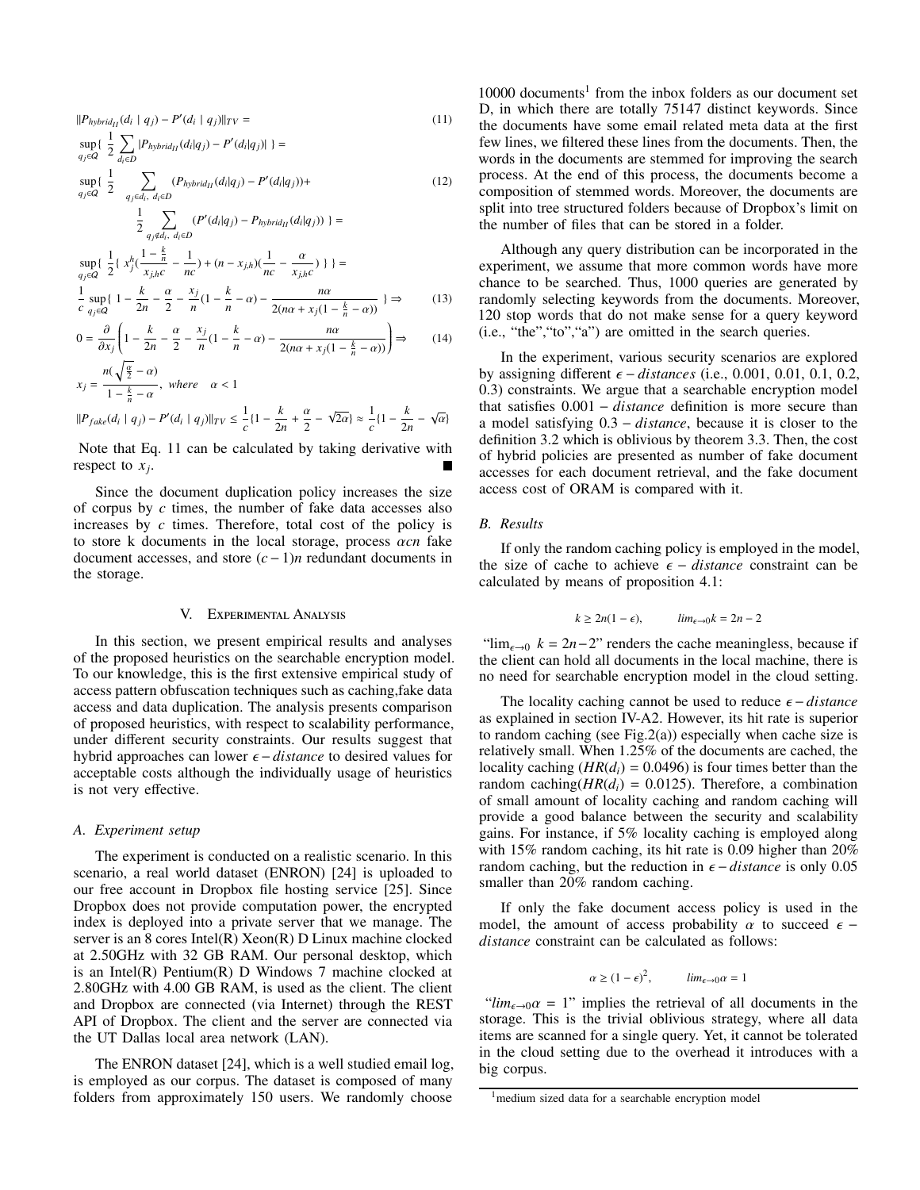$$\|P_{hybrid_{II}}(d_i \mid q_j) - P'(d_i \mid q_j)\|_{TV} = \tag{11}$$

$$\sup_{q_j \in Q}\{ \frac{1}{2} \sum_{d_i \in D} |P_{hybrid_{II}}(d_i|q_j) - P'(d_i|q_j)| \} =$$

$$\sup_{q_j \in Q}\{ \frac{1}{2} \sum_{q_j \in d_i,\ d_i \in D} (P_{hybrid_{II}}(d_i|q_j) - P'(d_i|q_j)) + \tag{12}$$

$$\frac{1}{2} \sum_{q_j \notin d_i,\ d_i \in D} (P'(d_i|q_j) - P_{hybrid_{II}}(d_i|q_j)) \} =$$

$$\sup_{q_j \in Q}\{ \frac{1}{2}\{ x_j^h(\frac{1-\frac{k}{n}}{x_{j,h}c} - \frac{1}{nc}) + (n - x_{j,h})(\frac{1}{nc} - \frac{\alpha}{x_{j,h}c}) \} \} =$$

$$\frac{1}{c} \sup_{q_j \in Q}\{ 1 - \frac{k}{2n} - \frac{\alpha}{2} - \frac{x_j}{n}(1 - \frac{k}{n} - \alpha) - \frac{n\alpha}{2(n\alpha + x_j(1 - \frac{k}{n} - \alpha))} \} \Rightarrow \tag{13}$$

$$0 = \frac{\partial}{\partial x_j}\left(1 - \frac{k}{2n} - \frac{\alpha}{2} - \frac{x_j}{n}(1 - \frac{k}{n} - \alpha) - \frac{n\alpha}{2(n\alpha + x_j(1 - \frac{k}{n} - \alpha))}\right) \Rightarrow \tag{14}$$

$$x_j = \frac{n(\sqrt{\frac{\alpha}{2}} - \alpha)}{1 - \frac{k}{n} - \alpha}, \ where \quad \alpha < 1$$

$$\|P_{fake}(d_i \mid q_j) - P'(d_i \mid q_j)\|_{TV} \leq \frac{1}{c}\{1 - \frac{k}{2n} + \frac{\alpha}{2} - \sqrt{2\alpha}\} \approx \frac{1}{c}\{1 - \frac{k}{2n} - \sqrt{\alpha}\}$$

Note that Eq. 11 can be calculated by taking derivative with respect to $x_j$. ■

Since the document duplication policy increases the size of corpus by $c$ times, the number of fake data accesses also increases by $c$ times. Therefore, total cost of the policy is to store k documents in the local storage, process $\alpha cn$ fake document accesses, and store $(c-1)n$ redundant documents in the storage.

## V. Experimental Analysis

In this section, we present empirical results and analyses of the proposed heuristics on the searchable encryption model. To our knowledge, this is the first extensive empirical study of access pattern obfuscation techniques such as caching,fake data access and data duplication. The analysis presents comparison of proposed heuristics, with respect to scalability performance, under different security constraints. Our results suggest that hybrid approaches can lower $\epsilon - distance$ to desired values for acceptable costs although the individually usage of heuristics is not very effective.

### A. Experiment setup

The experiment is conducted on a realistic scenario. In this scenario, a real world dataset (ENRON) [24] is uploaded to our free account in Dropbox file hosting service [25]. Since Dropbox does not provide computation power, the encrypted index is deployed into a private server that we manage. The server is an 8 cores Intel(R) Xeon(R) D Linux machine clocked at 2.50GHz with 32 GB RAM. Our personal desktop, which is an Intel(R) Pentium(R) D Windows 7 machine clocked at 2.80GHz with 4.00 GB RAM, is used as the client. The client and Dropbox are connected (via Internet) through the REST API of Dropbox. The client and the server are connected via the UT Dallas local area network (LAN).

The ENRON dataset [24], which is a well studied email log, is employed as our corpus. The dataset is composed of many folders from approximately 150 users. We randomly choose 10000 documents[1] from the inbox folders as our document set D, in which there are totally 75147 distinct keywords. Since the documents have some email related meta data at the first few lines, we filtered these lines from the documents. Then, the words in the documents are stemmed for improving the search process. At the end of this process, the documents become a composition of stemmed words. Moreover, the documents are split into tree structured folders because of Dropbox's limit on the number of files that can be stored in a folder.

Although any query distribution can be incorporated in the experiment, we assume that more common words have more chance to be searched. Thus, 1000 queries are generated by randomly selecting keywords from the documents. Moreover, 120 stop words that do not make sense for a query keyword (i.e., "the","to","a") are omitted in the search queries.

In the experiment, various security scenarios are explored by assigning different $\epsilon - distances$ (i.e., 0.001, 0.01, 0.1, 0.2, 0.3) constraints. We argue that a searchable encryption model that satisfies $0.001 - distance$ definition is more secure than a model satisfying $0.3 - distance$, because it is closer to the definition 3.2 which is oblivious by theorem 3.3. Then, the cost of hybrid policies are presented as number of fake document accesses for each document retrieval, and the fake document access cost of ORAM is compared with it.

### B. Results

If only the random caching policy is employed in the model, the size of cache to achieve $\epsilon - distance$ constraint can be calculated by means of proposition 4.1:

$$k \geq 2n(1-\epsilon), \qquad lim_{\epsilon \to 0} k = 2n - 2$$

"$\lim_{\epsilon \to 0}\ k = 2n-2$" renders the cache meaningless, because if the client can hold all documents in the local machine, there is no need for searchable encryption model in the cloud setting.

The locality caching cannot be used to reduce $\epsilon - distance$ as explained in section IV-A2. However, its hit rate is superior to random caching (see Fig.2(a)) especially when cache size is relatively small. When 1.25% of the documents are cached, the locality caching ($HR(d_i) = 0.0496$) is four times better than the random caching($HR(d_i) = 0.0125$). Therefore, a combination of small amount of locality caching and random caching will provide a good balance between the security and scalability gains. For instance, if 5% locality caching is employed along with 15% random caching, its hit rate is 0.09 higher than 20% random caching, but the reduction in $\epsilon - distance$ is only 0.05 smaller than 20% random caching.

If only the fake document access policy is used in the model, the amount of access probability $\alpha$ to succeed $\epsilon - distance$ constraint can be calculated as follows:

$$\alpha \geq (1-\epsilon)^2, \qquad lim_{\epsilon \to 0} \alpha = 1$$

"$lim_{\epsilon \to 0} \alpha = 1$" implies the retrieval of all documents in the storage. This is the trivial oblivious strategy, where all data items are scanned for a single query. Yet, it cannot be tolerated in the cloud setting due to the overhead it introduces with a big corpus.

[1] medium sized data for a searchable encryption model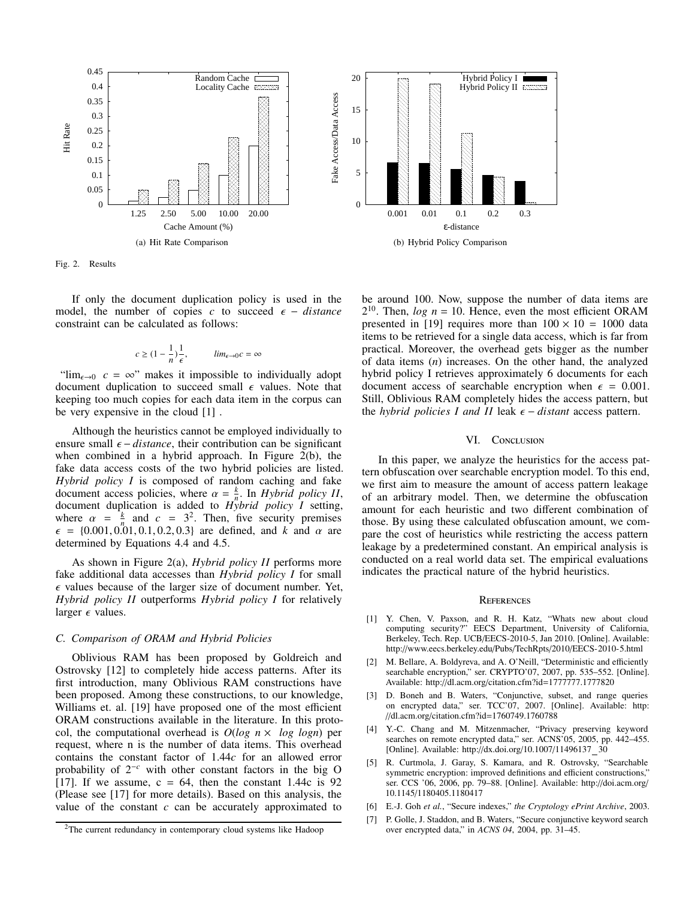(a) Hit Rate Comparison

(b) Hybrid Policy Comparison

Fig. 2. Results

If only the document duplication policy is used in the model, the number of copies $c$ to succeed $\epsilon - distance$ constraint can be calculated as follows:

$$c \geq (1 - \frac{1}{n})\frac{1}{\epsilon}, \qquad lim_{\epsilon \to 0} c = \infty$$

"$\lim_{\epsilon \to 0}\ c = \infty$" makes it impossible to individually adopt document duplication to succeed small $\epsilon$ values. Note that keeping too much copies for each data item in the corpus can be very expensive in the cloud [1] .

Although the heuristics cannot be employed individually to ensure small $\epsilon - distance$, their contribution can be significant when combined in a hybrid approach. In Figure 2(b), the fake data access costs of the two hybrid policies are listed. *Hybrid policy I* is composed of random caching and fake document access policies, where $\alpha = \frac{k}{n}$. In *Hybrid policy II*, document duplication is added to *Hybrid policy I* setting, where $\alpha = \frac{k}{n}$ and $c = 3^2$. Then, five security premises $\epsilon = \{0.001, 0.01, 0.1, 0.2, 0.3\}$ are defined, and $k$ and $\alpha$ are determined by Equations 4.4 and 4.5.

As shown in Figure 2(a), *Hybrid policy II* performs more fake additional data accesses than *Hybrid policy I* for small $\epsilon$ values because of the larger size of document number. Yet, *Hybrid policy II* outperforms *Hybrid policy I* for relatively larger $\epsilon$ values.

### C. Comparison of ORAM and Hybrid Policies

Oblivious RAM has been proposed by Goldreich and Ostrovsky [12] to completely hide access patterns. After its first introduction, many Oblivious RAM constructions have been proposed. Among these constructions, to our knowledge, Williams et. al. [19] have proposed one of the most efficient ORAM constructions available in the literature. In this protocol, the computational overhead is $O(log\ n \times\ log\ logn)$ per request, where n is the number of data items. This overhead contains the constant factor of $1.44c$ for an allowed error probability of $2^{-c}$ with other constant factors in the big O [17]. If we assume, c = 64, then the constant 1.44c is 92 (Please see [17] for more details). Based on this analysis, the value of the constant $c$ can be accurately approximated to be around 100. Now, suppose the number of data items are $2^{10}$. Then, $log\ n = 10$. Hence, even the most efficient ORAM presented in [19] requires more than $100 \times 10 = 1000$ data items to be retrieved for a single data access, which is far from practical. Moreover, the overhead gets bigger as the number of data items ($n$) increases. On the other hand, the analyzed hybrid policy I retrieves approximately 6 documents for each document access of searchable encryption when $\epsilon = 0.001$. Still, Oblivious RAM completely hides the access pattern, but the *hybrid policies I and II* leak $\epsilon - distant$ access pattern.

[2]The current redundancy in contemporary cloud systems like Hadoop

## VI. Conclusion

In this paper, we analyze the heuristics for the access pattern obfuscation over searchable encryption model. To this end, we first aim to measure the amount of access pattern leakage of an arbitrary model. Then, we determine the obfuscation amount for each heuristic and two different combination of those. By using these calculated obfuscation amount, we compare the cost of heuristics while restricting the access pattern leakage by a predetermined constant. An empirical analysis is conducted on a real world data set. The empirical evaluations indicates the practical nature of the hybrid heuristics.

## References

[1] Y. Chen, V. Paxson, and R. H. Katz, "Whats new about cloud computing security?" EECS Department, University of California, Berkeley, Tech. Rep. UCB/EECS-2010-5, Jan 2010. [Online]. Available: http://www.eecs.berkeley.edu/Pubs/TechRpts/2010/EECS-2010-5.html

[2] M. Bellare, A. Boldyreva, and A. O'Neill, "Deterministic and efficiently searchable encryption," ser. CRYPTO'07, 2007, pp. 535–552. [Online]. Available: http://dl.acm.org/citation.cfm?id=1777777.1777820

[3] D. Boneh and B. Waters, "Conjunctive, subset, and range queries on encrypted data," ser. TCC'07, 2007. [Online]. Available: http://dl.acm.org/citation.cfm?id=1760749.1760788

[4] Y.-C. Chang and M. Mitzenmacher, "Privacy preserving keyword searches on remote encrypted data," ser. ACNS'05, 2005, pp. 442–455. [Online]. Available: http://dx.doi.org/10.1007/11496137_30

[5] R. Curtmola, J. Garay, S. Kamara, and R. Ostrovsky, "Searchable symmetric encryption: improved definitions and efficient constructions," ser. CCS '06, 2006, pp. 79–88. [Online]. Available: http://doi.acm.org/10.1145/1180405.1180417

[6] E.-J. Goh *et al.*, "Secure indexes," *the Cryptology ePrint Archive*, 2003.

[7] P. Golle, J. Staddon, and B. Waters, "Secure conjunctive keyword search over encrypted data," in *ACNS 04*, 2004, pp. 31–45.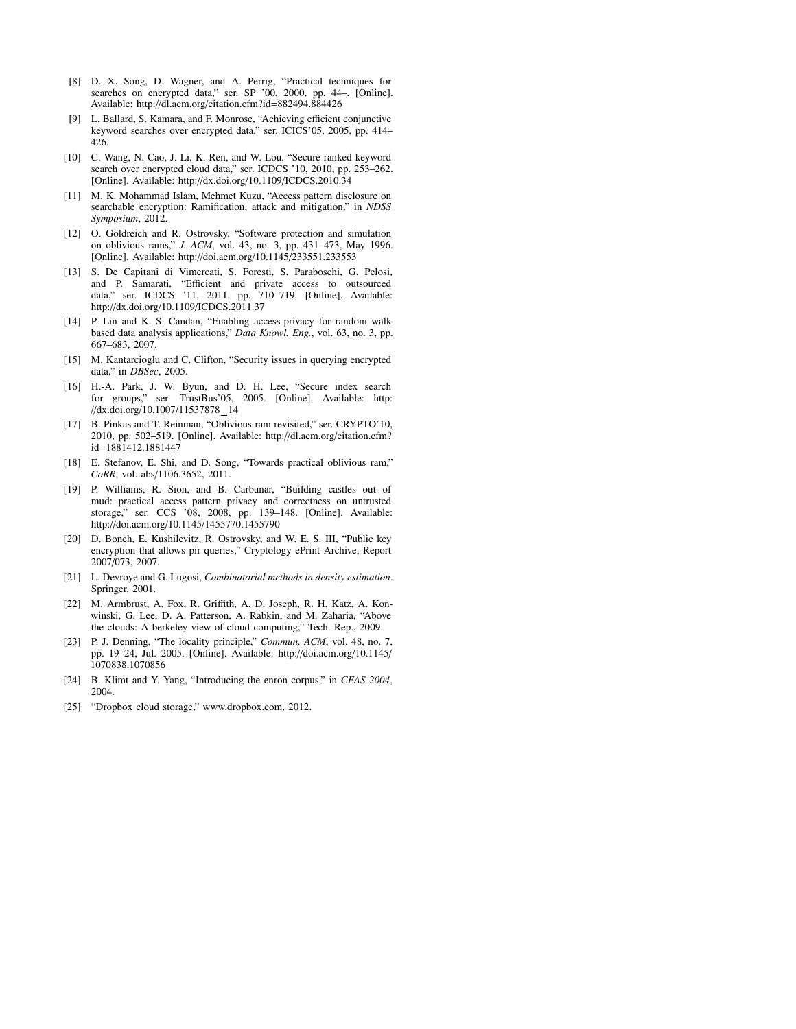[8] D. X. Song, D. Wagner, and A. Perrig, "Practical techniques for searches on encrypted data," ser. SP '00, 2000, pp. 44–. [Online]. Available: http://dl.acm.org/citation.cfm?id=882494.884426

[9] L. Ballard, S. Kamara, and F. Monrose, "Achieving efficient conjunctive keyword searches over encrypted data," ser. ICICS'05, 2005, pp. 414–426.

[10] C. Wang, N. Cao, J. Li, K. Ren, and W. Lou, "Secure ranked keyword search over encrypted cloud data," ser. ICDCS '10, 2010, pp. 253–262. [Online]. Available: http://dx.doi.org/10.1109/ICDCS.2010.34

[11] M. K. Mohammad Islam, Mehmet Kuzu, "Access pattern disclosure on searchable encryption: Ramification, attack and mitigation," in *NDSS Symposium*, 2012.

[12] O. Goldreich and R. Ostrovsky, "Software protection and simulation on oblivious rams," *J. ACM*, vol. 43, no. 3, pp. 431–473, May 1996. [Online]. Available: http://doi.acm.org/10.1145/233551.233553

[13] S. De Capitani di Vimercati, S. Foresti, S. Paraboschi, G. Pelosi, and P. Samarati, "Efficient and private access to outsourced data," ser. ICDCS '11, 2011, pp. 710–719. [Online]. Available: http://dx.doi.org/10.1109/ICDCS.2011.37

[14] P. Lin and K. S. Candan, "Enabling access-privacy for random walk based data analysis applications," *Data Knowl. Eng.*, vol. 63, no. 3, pp. 667–683, 2007.

[15] M. Kantarcioglu and C. Clifton, "Security issues in querying encrypted data," in *DBSec*, 2005.

[16] H.-A. Park, J. W. Byun, and D. H. Lee, "Secure index search for groups," ser. TrustBus'05, 2005. [Online]. Available: http://dx.doi.org/10.1007/11537878_14

[17] B. Pinkas and T. Reinman, "Oblivious ram revisited," ser. CRYPTO'10, 2010, pp. 502–519. [Online]. Available: http://dl.acm.org/citation.cfm?id=1881412.1881447

[18] E. Stefanov, E. Shi, and D. Song, "Towards practical oblivious ram," *CoRR*, vol. abs/1106.3652, 2011.

[19] P. Williams, R. Sion, and B. Carbunar, "Building castles out of mud: practical access pattern privacy and correctness on untrusted storage," ser. CCS '08, 2008, pp. 139–148. [Online]. Available: http://doi.acm.org/10.1145/1455770.1455790

[20] D. Boneh, E. Kushilevitz, R. Ostrovsky, and W. E. S. III, "Public key encryption that allows pir queries," Cryptology ePrint Archive, Report 2007/073, 2007.

[21] L. Devroye and G. Lugosi, *Combinatorial methods in density estimation*. Springer, 2001.

[22] M. Armbrust, A. Fox, R. Griffith, A. D. Joseph, R. H. Katz, A. Konwinski, G. Lee, D. A. Patterson, A. Rabkin, and M. Zaharia, "Above the clouds: A berkeley view of cloud computing," Tech. Rep., 2009.

[23] P. J. Denning, "The locality principle," *Commun. ACM*, vol. 48, no. 7, pp. 19–24, Jul. 2005. [Online]. Available: http://doi.acm.org/10.1145/1070838.1070856

[24] B. Klimt and Y. Yang, "Introducing the enron corpus," in *CEAS 2004*, 2004.

[25] "Dropbox cloud storage," www.dropbox.com, 2012.